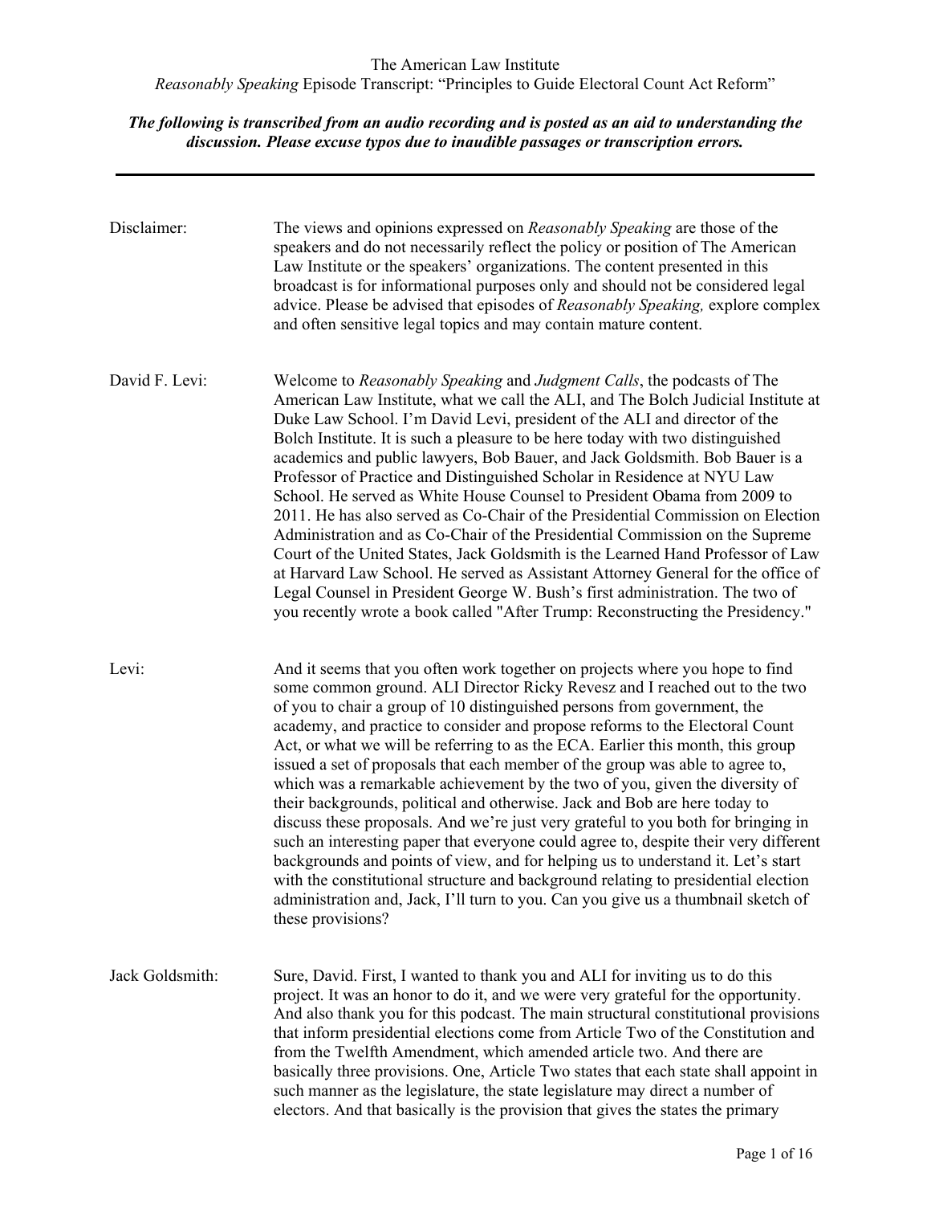The American Law Institute

*Reasonably Speaking* Episode Transcript: "Principles to Guide Electoral Count Act Reform"

***The following is transcribed from an audio recording and is posted as an aid to understanding the discussion. Please excuse typos due to inaudible passages or transcription errors.***

---

**Disclaimer:** The views and opinions expressed on *Reasonably Speaking* are those of the speakers and do not necessarily reflect the policy or position of The American Law Institute or the speakers' organizations. The content presented in this broadcast is for informational purposes only and should not be considered legal advice. Please be advised that episodes of *Reasonably Speaking,* explore complex and often sensitive legal topics and may contain mature content.

**David F. Levi:** Welcome to *Reasonably Speaking* and *Judgment Calls*, the podcasts of The American Law Institute, what we call the ALI, and The Bolch Judicial Institute at Duke Law School. I'm David Levi, president of the ALI and director of the Bolch Institute. It is such a pleasure to be here today with two distinguished academics and public lawyers, Bob Bauer, and Jack Goldsmith. Bob Bauer is a Professor of Practice and Distinguished Scholar in Residence at NYU Law School. He served as White House Counsel to President Obama from 2009 to 2011. He has also served as Co-Chair of the Presidential Commission on Election Administration and as Co-Chair of the Presidential Commission on the Supreme Court of the United States, Jack Goldsmith is the Learned Hand Professor of Law at Harvard Law School. He served as Assistant Attorney General for the office of Legal Counsel in President George W. Bush's first administration. The two of you recently wrote a book called "After Trump: Reconstructing the Presidency."

**Levi:** And it seems that you often work together on projects where you hope to find some common ground. ALI Director Ricky Revesz and I reached out to the two of you to chair a group of 10 distinguished persons from government, the academy, and practice to consider and propose reforms to the Electoral Count Act, or what we will be referring to as the ECA. Earlier this month, this group issued a set of proposals that each member of the group was able to agree to, which was a remarkable achievement by the two of you, given the diversity of their backgrounds, political and otherwise. Jack and Bob are here today to discuss these proposals. And we're just very grateful to you both for bringing in such an interesting paper that everyone could agree to, despite their very different backgrounds and points of view, and for helping us to understand it. Let's start with the constitutional structure and background relating to presidential election administration and, Jack, I'll turn to you. Can you give us a thumbnail sketch of these provisions?

**Jack Goldsmith:** Sure, David. First, I wanted to thank you and ALI for inviting us to do this project. It was an honor to do it, and we were very grateful for the opportunity. And also thank you for this podcast. The main structural constitutional provisions that inform presidential elections come from Article Two of the Constitution and from the Twelfth Amendment, which amended article two. And there are basically three provisions. One, Article Two states that each state shall appoint in such manner as the legislature, the state legislature may direct a number of electors. And that basically is the provision that gives the states the primary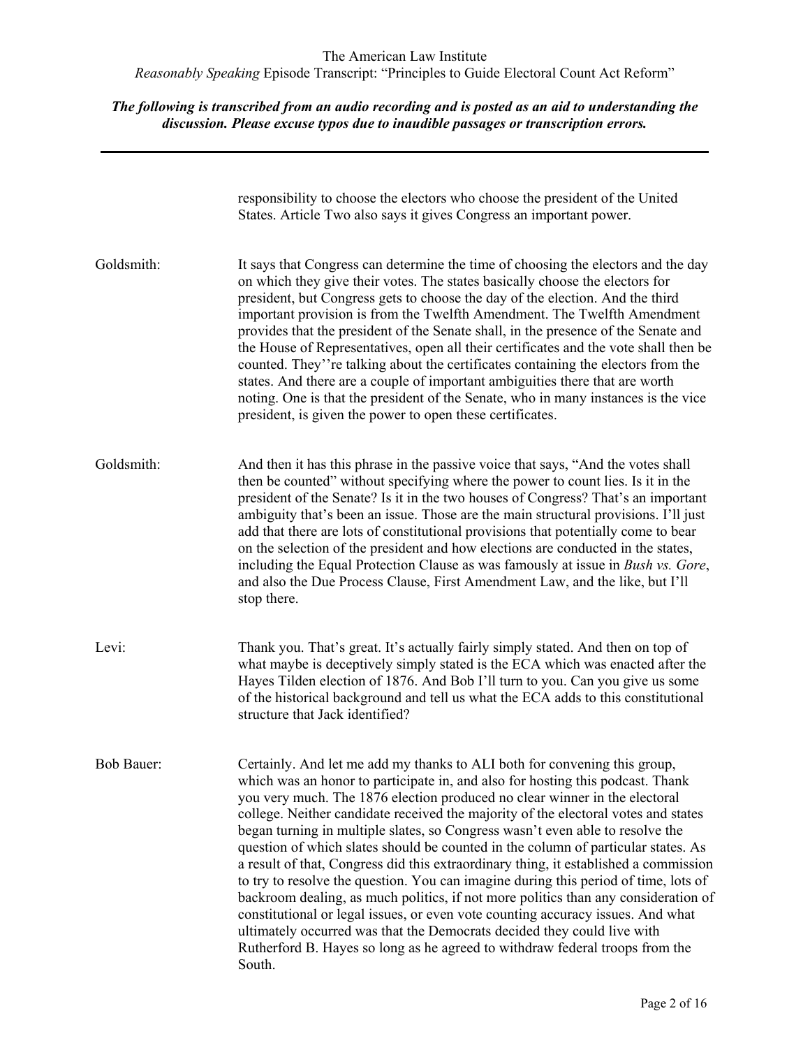responsibility to choose the electors who choose the president of the United States. Article Two also says it gives Congress an important power.

**Goldsmith:** It says that Congress can determine the time of choosing the electors and the day on which they give their votes. The states basically choose the electors for president, but Congress gets to choose the day of the election. And the third important provision is from the Twelfth Amendment. The Twelfth Amendment provides that the president of the Senate shall, in the presence of the Senate and the House of Representatives, open all their certificates and the vote shall then be counted. They''re talking about the certificates containing the electors from the states. And there are a couple of important ambiguities there that are worth noting. One is that the president of the Senate, who in many instances is the vice president, is given the power to open these certificates.

**Goldsmith:** And then it has this phrase in the passive voice that says, "And the votes shall then be counted" without specifying where the power to count lies. Is it in the president of the Senate? Is it in the two houses of Congress? That's an important ambiguity that's been an issue. Those are the main structural provisions. I'll just add that there are lots of constitutional provisions that potentially come to bear on the selection of the president and how elections are conducted in the states, including the Equal Protection Clause as was famously at issue in *Bush vs. Gore*, and also the Due Process Clause, First Amendment Law, and the like, but I'll stop there.

**Levi:** Thank you. That's great. It's actually fairly simply stated. And then on top of what maybe is deceptively simply stated is the ECA which was enacted after the Hayes Tilden election of 1876. And Bob I'll turn to you. Can you give us some of the historical background and tell us what the ECA adds to this constitutional structure that Jack identified?

**Bob Bauer:** Certainly. And let me add my thanks to ALI both for convening this group, which was an honor to participate in, and also for hosting this podcast. Thank you very much. The 1876 election produced no clear winner in the electoral college. Neither candidate received the majority of the electoral votes and states began turning in multiple slates, so Congress wasn't even able to resolve the question of which slates should be counted in the column of particular states. As a result of that, Congress did this extraordinary thing, it established a commission to try to resolve the question. You can imagine during this period of time, lots of backroom dealing, as much politics, if not more politics than any consideration of constitutional or legal issues, or even vote counting accuracy issues. And what ultimately occurred was that the Democrats decided they could live with Rutherford B. Hayes so long as he agreed to withdraw federal troops from the South.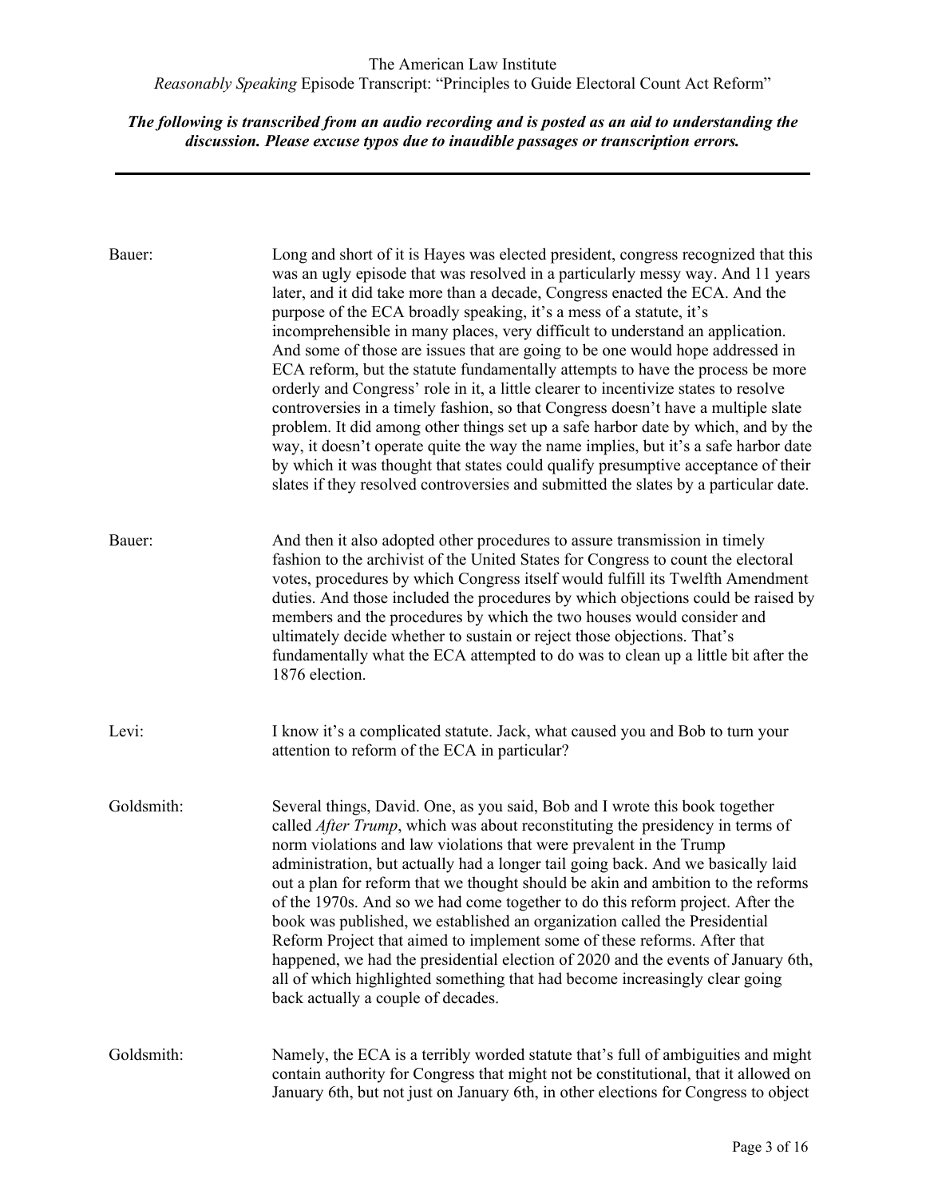**Bauer:** Long and short of it is Hayes was elected president, congress recognized that this was an ugly episode that was resolved in a particularly messy way. And 11 years later, and it did take more than a decade, Congress enacted the ECA. And the purpose of the ECA broadly speaking, it's a mess of a statute, it's incomprehensible in many places, very difficult to understand an application. And some of those are issues that are going to be one would hope addressed in ECA reform, but the statute fundamentally attempts to have the process be more orderly and Congress' role in it, a little clearer to incentivize states to resolve controversies in a timely fashion, so that Congress doesn't have a multiple slate problem. It did among other things set up a safe harbor date by which, and by the way, it doesn't operate quite the way the name implies, but it's a safe harbor date by which it was thought that states could qualify presumptive acceptance of their slates if they resolved controversies and submitted the slates by a particular date.

**Bauer:** And then it also adopted other procedures to assure transmission in timely fashion to the archivist of the United States for Congress to count the electoral votes, procedures by which Congress itself would fulfill its Twelfth Amendment duties. And those included the procedures by which objections could be raised by members and the procedures by which the two houses would consider and ultimately decide whether to sustain or reject those objections. That's fundamentally what the ECA attempted to do was to clean up a little bit after the 1876 election.

**Levi:** I know it's a complicated statute. Jack, what caused you and Bob to turn your attention to reform of the ECA in particular?

**Goldsmith:** Several things, David. One, as you said, Bob and I wrote this book together called *After Trump*, which was about reconstituting the presidency in terms of norm violations and law violations that were prevalent in the Trump administration, but actually had a longer tail going back. And we basically laid out a plan for reform that we thought should be akin and ambition to the reforms of the 1970s. And so we had come together to do this reform project. After the book was published, we established an organization called the Presidential Reform Project that aimed to implement some of these reforms. After that happened, we had the presidential election of 2020 and the events of January 6th, all of which highlighted something that had become increasingly clear going back actually a couple of decades.

**Goldsmith:** Namely, the ECA is a terribly worded statute that's full of ambiguities and might contain authority for Congress that might not be constitutional, that it allowed on January 6th, but not just on January 6th, in other elections for Congress to object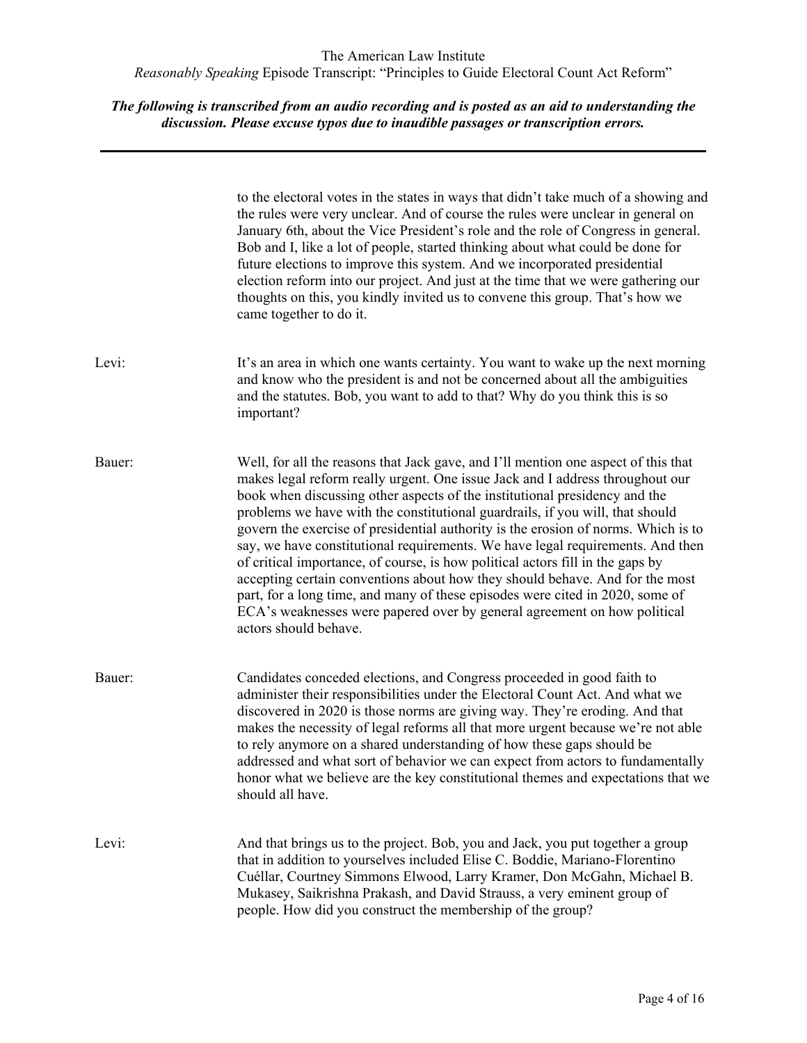to the electoral votes in the states in ways that didn't take much of a showing and the rules were very unclear. And of course the rules were unclear in general on January 6th, about the Vice President's role and the role of Congress in general. Bob and I, like a lot of people, started thinking about what could be done for future elections to improve this system. And we incorporated presidential election reform into our project. And just at the time that we were gathering our thoughts on this, you kindly invited us to convene this group. That's how we came together to do it.

**Levi:** It's an area in which one wants certainty. You want to wake up the next morning and know who the president is and not be concerned about all the ambiguities and the statutes. Bob, you want to add to that? Why do you think this is so important?

**Bauer:** Well, for all the reasons that Jack gave, and I'll mention one aspect of this that makes legal reform really urgent. One issue Jack and I address throughout our book when discussing other aspects of the institutional presidency and the problems we have with the constitutional guardrails, if you will, that should govern the exercise of presidential authority is the erosion of norms. Which is to say, we have constitutional requirements. We have legal requirements. And then of critical importance, of course, is how political actors fill in the gaps by accepting certain conventions about how they should behave. And for the most part, for a long time, and many of these episodes were cited in 2020, some of ECA's weaknesses were papered over by general agreement on how political actors should behave.

**Bauer:** Candidates conceded elections, and Congress proceeded in good faith to administer their responsibilities under the Electoral Count Act. And what we discovered in 2020 is those norms are giving way. They're eroding. And that makes the necessity of legal reforms all that more urgent because we're not able to rely anymore on a shared understanding of how these gaps should be addressed and what sort of behavior we can expect from actors to fundamentally honor what we believe are the key constitutional themes and expectations that we should all have.

**Levi:** And that brings us to the project. Bob, you and Jack, you put together a group that in addition to yourselves included Elise C. Boddie, Mariano-Florentino Cuéllar, Courtney Simmons Elwood, Larry Kramer, Don McGahn, Michael B. Mukasey, Saikrishna Prakash, and David Strauss, a very eminent group of people. How did you construct the membership of the group?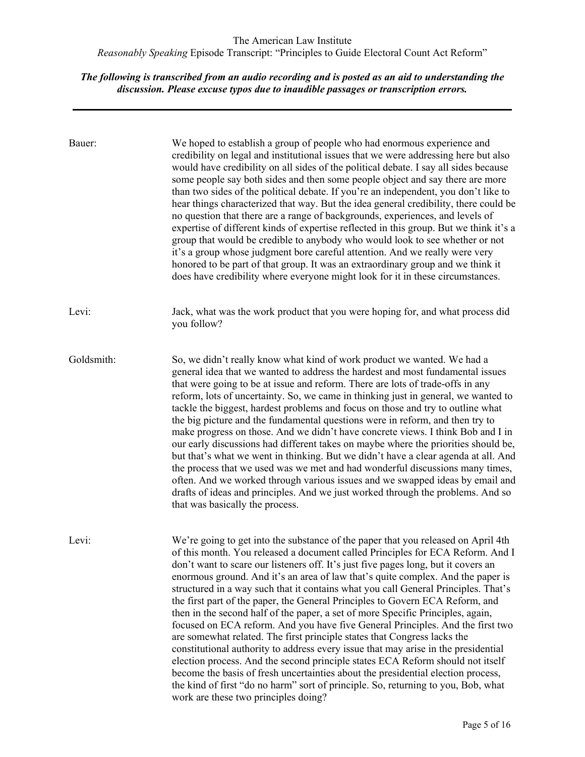**Bauer:** We hoped to establish a group of people who had enormous experience and credibility on legal and institutional issues that we were addressing here but also would have credibility on all sides of the political debate. I say all sides because some people say both sides and then some people object and say there are more than two sides of the political debate. If you're an independent, you don't like to hear things characterized that way. But the idea general credibility, there could be no question that there are a range of backgrounds, experiences, and levels of expertise of different kinds of expertise reflected in this group. But we think it's a group that would be credible to anybody who would look to see whether or not it's a group whose judgment bore careful attention. And we really were very honored to be part of that group. It was an extraordinary group and we think it does have credibility where everyone might look for it in these circumstances.

**Levi:** Jack, what was the work product that you were hoping for, and what process did you follow?

**Goldsmith:** So, we didn't really know what kind of work product we wanted. We had a general idea that we wanted to address the hardest and most fundamental issues that were going to be at issue and reform. There are lots of trade-offs in any reform, lots of uncertainty. So, we came in thinking just in general, we wanted to tackle the biggest, hardest problems and focus on those and try to outline what the big picture and the fundamental questions were in reform, and then try to make progress on those. And we didn't have concrete views. I think Bob and I in our early discussions had different takes on maybe where the priorities should be, but that's what we went in thinking. But we didn't have a clear agenda at all. And the process that we used was we met and had wonderful discussions many times, often. And we worked through various issues and we swapped ideas by email and drafts of ideas and principles. And we just worked through the problems. And so that was basically the process.

**Levi:** We're going to get into the substance of the paper that you released on April 4th of this month. You released a document called Principles for ECA Reform. And I don't want to scare our listeners off. It's just five pages long, but it covers an enormous ground. And it's an area of law that's quite complex. And the paper is structured in a way such that it contains what you call General Principles. That's the first part of the paper, the General Principles to Govern ECA Reform, and then in the second half of the paper, a set of more Specific Principles, again, focused on ECA reform. And you have five General Principles. And the first two are somewhat related. The first principle states that Congress lacks the constitutional authority to address every issue that may arise in the presidential election process. And the second principle states ECA Reform should not itself become the basis of fresh uncertainties about the presidential election process, the kind of first "do no harm" sort of principle. So, returning to you, Bob, what work are these two principles doing?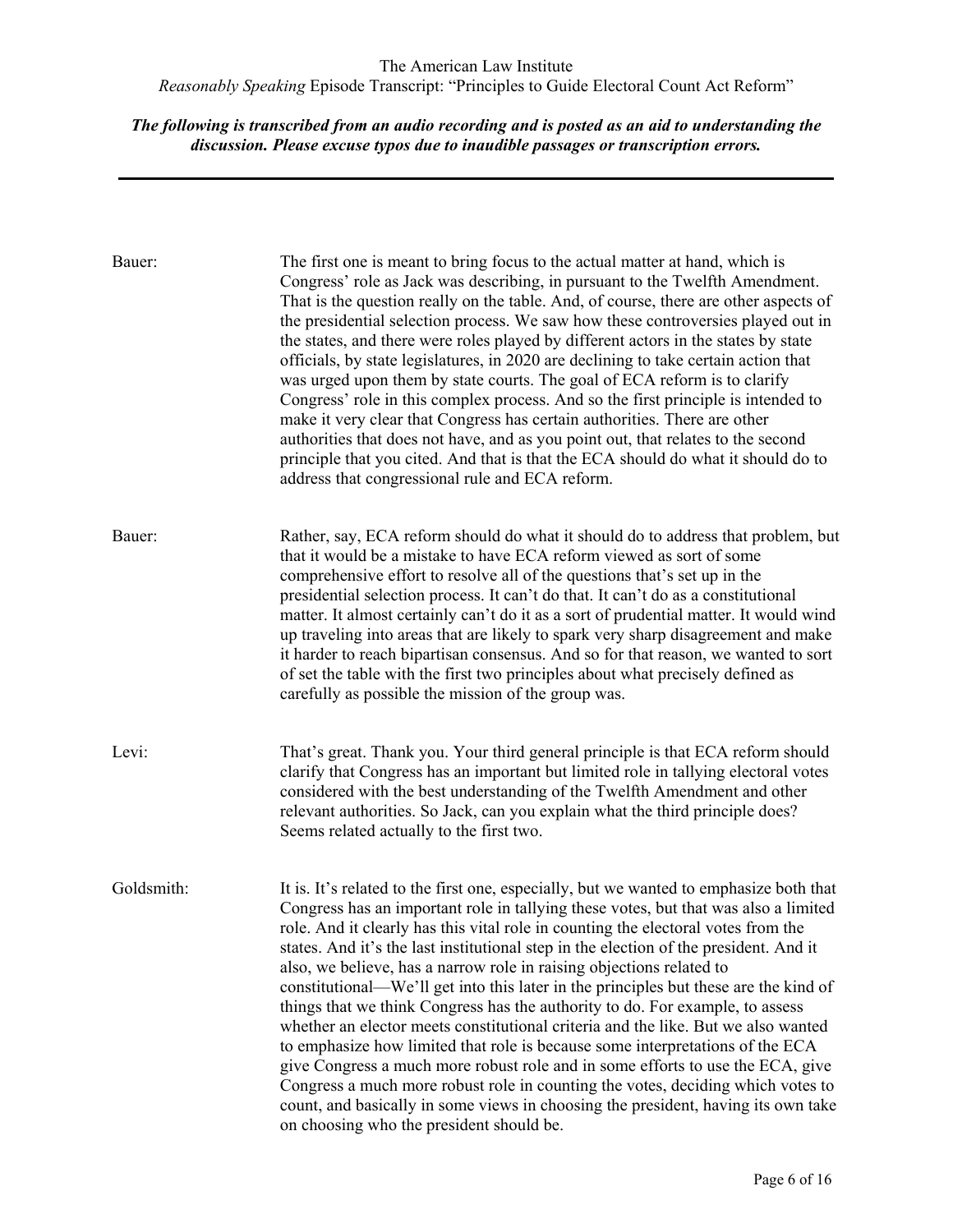**Bauer:** The first one is meant to bring focus to the actual matter at hand, which is Congress' role as Jack was describing, in pursuant to the Twelfth Amendment. That is the question really on the table. And, of course, there are other aspects of the presidential selection process. We saw how these controversies played out in the states, and there were roles played by different actors in the states by state officials, by state legislatures, in 2020 are declining to take certain action that was urged upon them by state courts. The goal of ECA reform is to clarify Congress' role in this complex process. And so the first principle is intended to make it very clear that Congress has certain authorities. There are other authorities that does not have, and as you point out, that relates to the second principle that you cited. And that is that the ECA should do what it should do to address that congressional rule and ECA reform.

**Bauer:** Rather, say, ECA reform should do what it should do to address that problem, but that it would be a mistake to have ECA reform viewed as sort of some comprehensive effort to resolve all of the questions that's set up in the presidential selection process. It can't do that. It can't do as a constitutional matter. It almost certainly can't do it as a sort of prudential matter. It would wind up traveling into areas that are likely to spark very sharp disagreement and make it harder to reach bipartisan consensus. And so for that reason, we wanted to sort of set the table with the first two principles about what precisely defined as carefully as possible the mission of the group was.

**Levi:** That's great. Thank you. Your third general principle is that ECA reform should clarify that Congress has an important but limited role in tallying electoral votes considered with the best understanding of the Twelfth Amendment and other relevant authorities. So Jack, can you explain what the third principle does? Seems related actually to the first two.

**Goldsmith:** It is. It's related to the first one, especially, but we wanted to emphasize both that Congress has an important role in tallying these votes, but that was also a limited role. And it clearly has this vital role in counting the electoral votes from the states. And it's the last institutional step in the election of the president. And it also, we believe, has a narrow role in raising objections related to constitutional—We'll get into this later in the principles but these are the kind of things that we think Congress has the authority to do. For example, to assess whether an elector meets constitutional criteria and the like. But we also wanted to emphasize how limited that role is because some interpretations of the ECA give Congress a much more robust role and in some efforts to use the ECA, give Congress a much more robust role in counting the votes, deciding which votes to count, and basically in some views in choosing the president, having its own take on choosing who the president should be.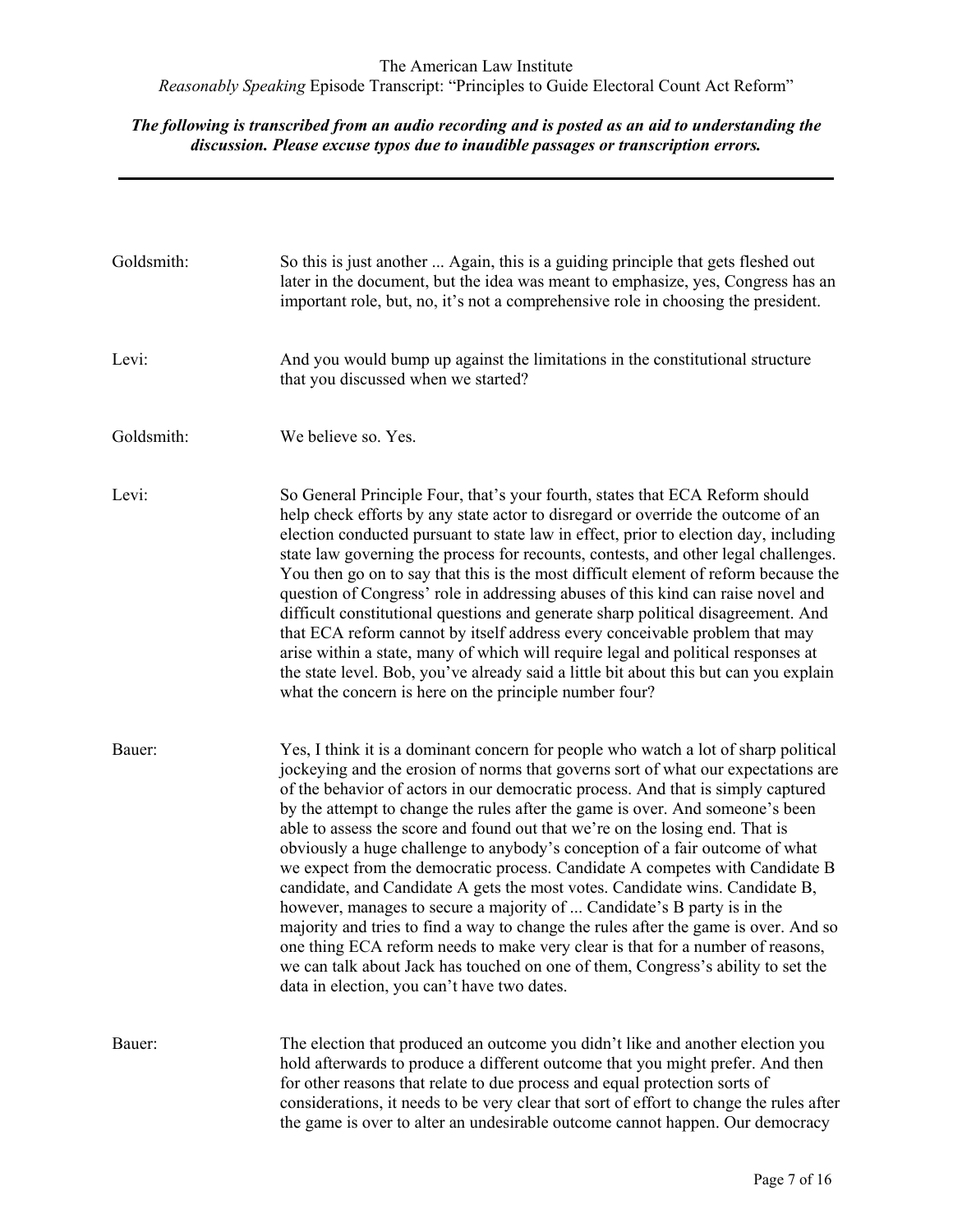**Goldsmith:** So this is just another ... Again, this is a guiding principle that gets fleshed out later in the document, but the idea was meant to emphasize, yes, Congress has an important role, but, no, it's not a comprehensive role in choosing the president.

**Levi:** And you would bump up against the limitations in the constitutional structure that you discussed when we started?

**Goldsmith:** We believe so. Yes.

**Levi:** So General Principle Four, that's your fourth, states that ECA Reform should help check efforts by any state actor to disregard or override the outcome of an election conducted pursuant to state law in effect, prior to election day, including state law governing the process for recounts, contests, and other legal challenges. You then go on to say that this is the most difficult element of reform because the question of Congress' role in addressing abuses of this kind can raise novel and difficult constitutional questions and generate sharp political disagreement. And that ECA reform cannot by itself address every conceivable problem that may arise within a state, many of which will require legal and political responses at the state level. Bob, you've already said a little bit about this but can you explain what the concern is here on the principle number four?

**Bauer:** Yes, I think it is a dominant concern for people who watch a lot of sharp political jockeying and the erosion of norms that governs sort of what our expectations are of the behavior of actors in our democratic process. And that is simply captured by the attempt to change the rules after the game is over. And someone's been able to assess the score and found out that we're on the losing end. That is obviously a huge challenge to anybody's conception of a fair outcome of what we expect from the democratic process. Candidate A competes with Candidate B candidate, and Candidate A gets the most votes. Candidate wins. Candidate B, however, manages to secure a majority of ... Candidate's B party is in the majority and tries to find a way to change the rules after the game is over. And so one thing ECA reform needs to make very clear is that for a number of reasons, we can talk about Jack has touched on one of them, Congress's ability to set the data in election, you can't have two dates.

**Bauer:** The election that produced an outcome you didn't like and another election you hold afterwards to produce a different outcome that you might prefer. And then for other reasons that relate to due process and equal protection sorts of considerations, it needs to be very clear that sort of effort to change the rules after the game is over to alter an undesirable outcome cannot happen. Our democracy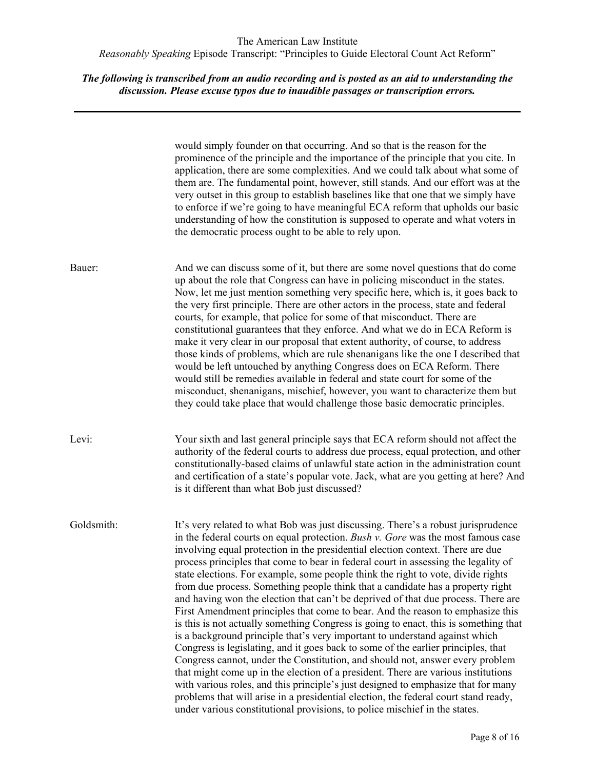would simply founder on that occurring. And so that is the reason for the prominence of the principle and the importance of the principle that you cite. In application, there are some complexities. And we could talk about what some of them are. The fundamental point, however, still stands. And our effort was at the very outset in this group to establish baselines like that one that we simply have to enforce if we're going to have meaningful ECA reform that upholds our basic understanding of how the constitution is supposed to operate and what voters in the democratic process ought to be able to rely upon.

Bauer: And we can discuss some of it, but there are some novel questions that do come up about the role that Congress can have in policing misconduct in the states. Now, let me just mention something very specific here, which is, it goes back to the very first principle. There are other actors in the process, state and federal courts, for example, that police for some of that misconduct. There are constitutional guarantees that they enforce. And what we do in ECA Reform is make it very clear in our proposal that extent authority, of course, to address those kinds of problems, which are rule shenanigans like the one I described that would be left untouched by anything Congress does on ECA Reform. There would still be remedies available in federal and state court for some of the misconduct, shenanigans, mischief, however, you want to characterize them but they could take place that would challenge those basic democratic principles.

Levi: Your sixth and last general principle says that ECA reform should not affect the authority of the federal courts to address due process, equal protection, and other constitutionally-based claims of unlawful state action in the administration count and certification of a state's popular vote. Jack, what are you getting at here? And is it different than what Bob just discussed?

Goldsmith: It's very related to what Bob was just discussing. There's a robust jurisprudence in the federal courts on equal protection. *Bush v. Gore* was the most famous case involving equal protection in the presidential election context. There are due process principles that come to bear in federal court in assessing the legality of state elections. For example, some people think the right to vote, divide rights from due process. Something people think that a candidate has a property right and having won the election that can't be deprived of that due process. There are First Amendment principles that come to bear. And the reason to emphasize this is this is not actually something Congress is going to enact, this is something that is a background principle that's very important to understand against which Congress is legislating, and it goes back to some of the earlier principles, that Congress cannot, under the Constitution, and should not, answer every problem that might come up in the election of a president. There are various institutions with various roles, and this principle's just designed to emphasize that for many problems that will arise in a presidential election, the federal court stand ready, under various constitutional provisions, to police mischief in the states.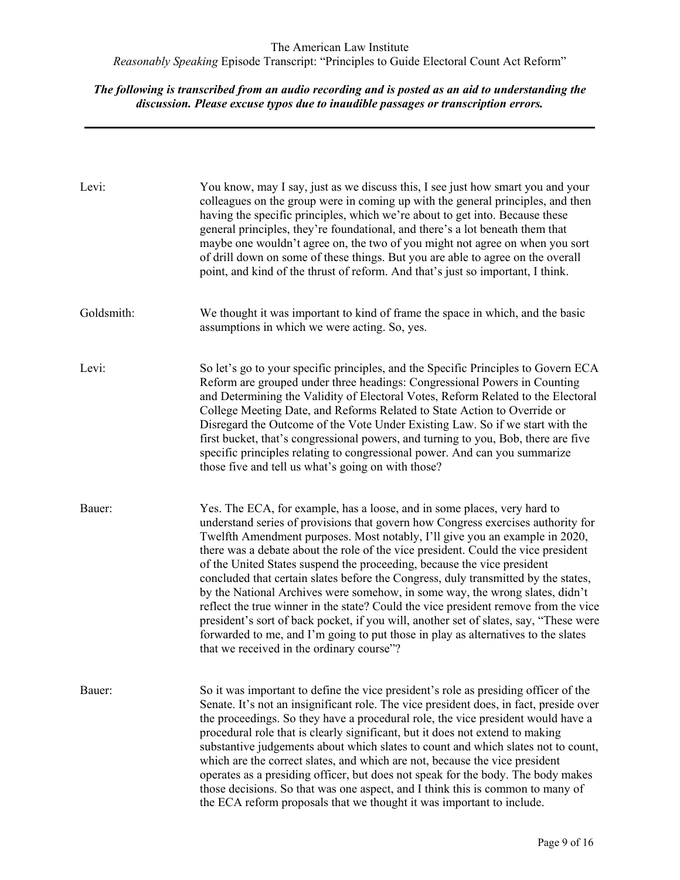Levi: You know, may I say, just as we discuss this, I see just how smart you and your colleagues on the group were in coming up with the general principles, and then having the specific principles, which we're about to get into. Because these general principles, they're foundational, and there's a lot beneath them that maybe one wouldn't agree on, the two of you might not agree on when you sort of drill down on some of these things. But you are able to agree on the overall point, and kind of the thrust of reform. And that's just so important, I think.

Goldsmith: We thought it was important to kind of frame the space in which, and the basic assumptions in which we were acting. So, yes.

Levi: So let's go to your specific principles, and the Specific Principles to Govern ECA Reform are grouped under three headings: Congressional Powers in Counting and Determining the Validity of Electoral Votes, Reform Related to the Electoral College Meeting Date, and Reforms Related to State Action to Override or Disregard the Outcome of the Vote Under Existing Law. So if we start with the first bucket, that's congressional powers, and turning to you, Bob, there are five specific principles relating to congressional power. And can you summarize those five and tell us what's going on with those?

Bauer: Yes. The ECA, for example, has a loose, and in some places, very hard to understand series of provisions that govern how Congress exercises authority for Twelfth Amendment purposes. Most notably, I'll give you an example in 2020, there was a debate about the role of the vice president. Could the vice president of the United States suspend the proceeding, because the vice president concluded that certain slates before the Congress, duly transmitted by the states, by the National Archives were somehow, in some way, the wrong slates, didn't reflect the true winner in the state? Could the vice president remove from the vice president's sort of back pocket, if you will, another set of slates, say, "These were forwarded to me, and I'm going to put those in play as alternatives to the slates that we received in the ordinary course"?

Bauer: So it was important to define the vice president's role as presiding officer of the Senate. It's not an insignificant role. The vice president does, in fact, preside over the proceedings. So they have a procedural role, the vice president would have a procedural role that is clearly significant, but it does not extend to making substantive judgements about which slates to count and which slates not to count, which are the correct slates, and which are not, because the vice president operates as a presiding officer, but does not speak for the body. The body makes those decisions. So that was one aspect, and I think this is common to many of the ECA reform proposals that we thought it was important to include.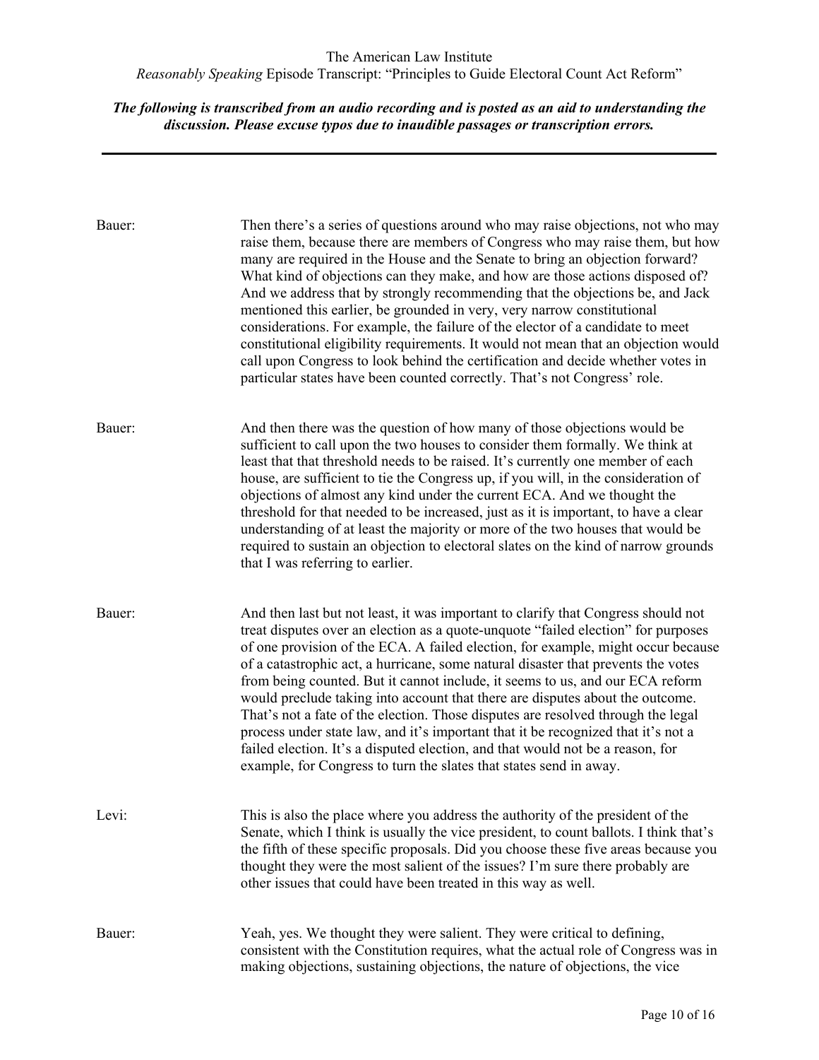Bauer: Then there's a series of questions around who may raise objections, not who may raise them, because there are members of Congress who may raise them, but how many are required in the House and the Senate to bring an objection forward? What kind of objections can they make, and how are those actions disposed of? And we address that by strongly recommending that the objections be, and Jack mentioned this earlier, be grounded in very, very narrow constitutional considerations. For example, the failure of the elector of a candidate to meet constitutional eligibility requirements. It would not mean that an objection would call upon Congress to look behind the certification and decide whether votes in particular states have been counted correctly. That's not Congress' role.

Bauer: And then there was the question of how many of those objections would be sufficient to call upon the two houses to consider them formally. We think at least that that threshold needs to be raised. It's currently one member of each house, are sufficient to tie the Congress up, if you will, in the consideration of objections of almost any kind under the current ECA. And we thought the threshold for that needed to be increased, just as it is important, to have a clear understanding of at least the majority or more of the two houses that would be required to sustain an objection to electoral slates on the kind of narrow grounds that I was referring to earlier.

Bauer: And then last but not least, it was important to clarify that Congress should not treat disputes over an election as a quote-unquote "failed election" for purposes of one provision of the ECA. A failed election, for example, might occur because of a catastrophic act, a hurricane, some natural disaster that prevents the votes from being counted. But it cannot include, it seems to us, and our ECA reform would preclude taking into account that there are disputes about the outcome. That's not a fate of the election. Those disputes are resolved through the legal process under state law, and it's important that it be recognized that it's not a failed election. It's a disputed election, and that would not be a reason, for example, for Congress to turn the slates that states send in away.

Levi: This is also the place where you address the authority of the president of the Senate, which I think is usually the vice president, to count ballots. I think that's the fifth of these specific proposals. Did you choose these five areas because you thought they were the most salient of the issues? I'm sure there probably are other issues that could have been treated in this way as well.

Bauer: Yeah, yes. We thought they were salient. They were critical to defining, consistent with the Constitution requires, what the actual role of Congress was in making objections, sustaining objections, the nature of objections, the vice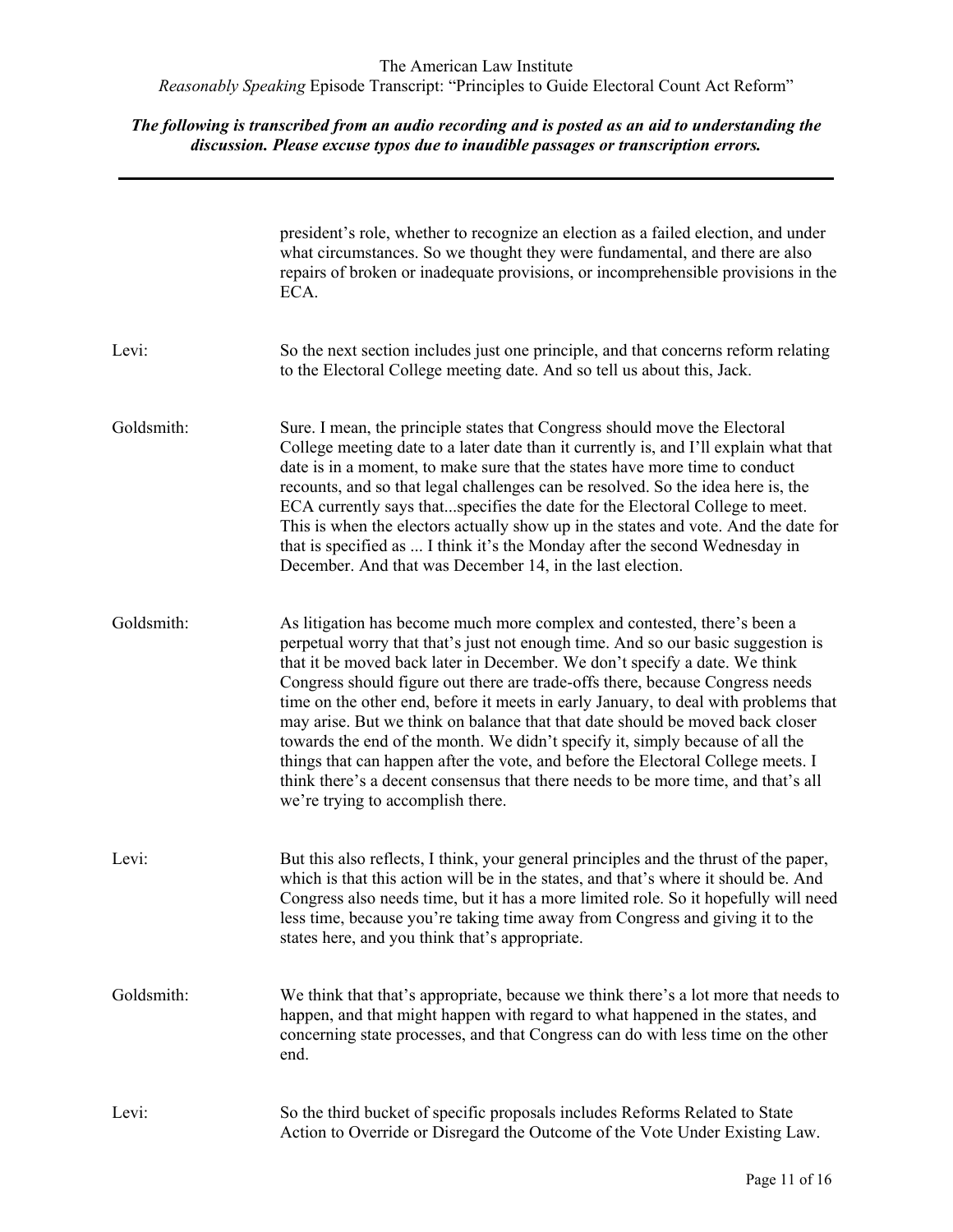president's role, whether to recognize an election as a failed election, and under what circumstances. So we thought they were fundamental, and there are also repairs of broken or inadequate provisions, or incomprehensible provisions in the ECA.

**Levi:** So the next section includes just one principle, and that concerns reform relating to the Electoral College meeting date. And so tell us about this, Jack.

**Goldsmith:** Sure. I mean, the principle states that Congress should move the Electoral College meeting date to a later date than it currently is, and I'll explain what that date is in a moment, to make sure that the states have more time to conduct recounts, and so that legal challenges can be resolved. So the idea here is, the ECA currently says that...specifies the date for the Electoral College to meet. This is when the electors actually show up in the states and vote. And the date for that is specified as ... I think it's the Monday after the second Wednesday in December. And that was December 14, in the last election.

**Goldsmith:** As litigation has become much more complex and contested, there's been a perpetual worry that that's just not enough time. And so our basic suggestion is that it be moved back later in December. We don't specify a date. We think Congress should figure out there are trade-offs there, because Congress needs time on the other end, before it meets in early January, to deal with problems that may arise. But we think on balance that that date should be moved back closer towards the end of the month. We didn't specify it, simply because of all the things that can happen after the vote, and before the Electoral College meets. I think there's a decent consensus that there needs to be more time, and that's all we're trying to accomplish there.

**Levi:** But this also reflects, I think, your general principles and the thrust of the paper, which is that this action will be in the states, and that's where it should be. And Congress also needs time, but it has a more limited role. So it hopefully will need less time, because you're taking time away from Congress and giving it to the states here, and you think that's appropriate.

**Goldsmith:** We think that that's appropriate, because we think there's a lot more that needs to happen, and that might happen with regard to what happened in the states, and concerning state processes, and that Congress can do with less time on the other end.

**Levi:** So the third bucket of specific proposals includes Reforms Related to State Action to Override or Disregard the Outcome of the Vote Under Existing Law.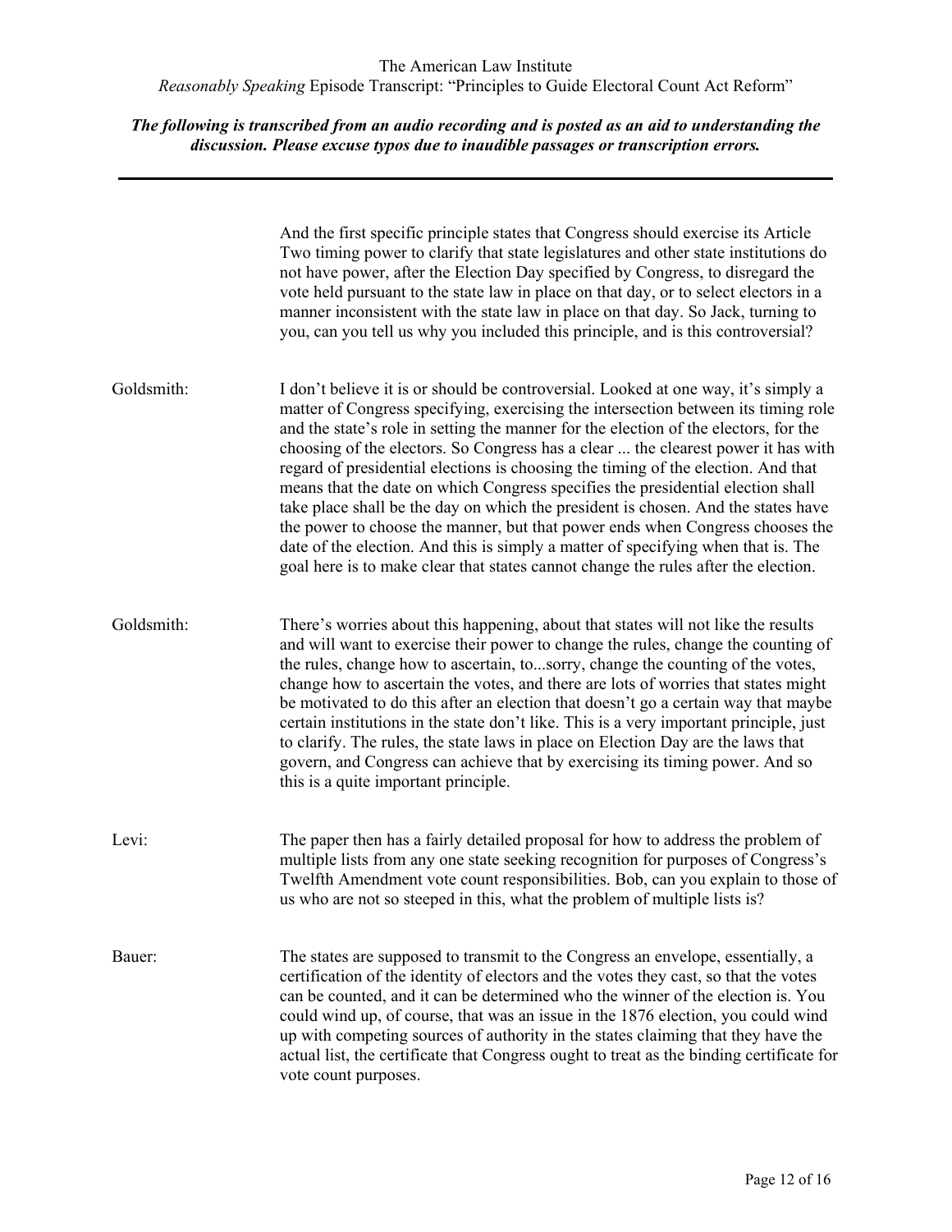And the first specific principle states that Congress should exercise its Article Two timing power to clarify that state legislatures and other state institutions do not have power, after the Election Day specified by Congress, to disregard the vote held pursuant to the state law in place on that day, or to select electors in a manner inconsistent with the state law in place on that day. So Jack, turning to you, can you tell us why you included this principle, and is this controversial?

Goldsmith: I don't believe it is or should be controversial. Looked at one way, it's simply a matter of Congress specifying, exercising the intersection between its timing role and the state's role in setting the manner for the election of the electors, for the choosing of the electors. So Congress has a clear ... the clearest power it has with regard of presidential elections is choosing the timing of the election. And that means that the date on which Congress specifies the presidential election shall take place shall be the day on which the president is chosen. And the states have the power to choose the manner, but that power ends when Congress chooses the date of the election. And this is simply a matter of specifying when that is. The goal here is to make clear that states cannot change the rules after the election.

Goldsmith: There's worries about this happening, about that states will not like the results and will want to exercise their power to change the rules, change the counting of the rules, change how to ascertain, to...sorry, change the counting of the votes, change how to ascertain the votes, and there are lots of worries that states might be motivated to do this after an election that doesn't go a certain way that maybe certain institutions in the state don't like. This is a very important principle, just to clarify. The rules, the state laws in place on Election Day are the laws that govern, and Congress can achieve that by exercising its timing power. And so this is a quite important principle.

Levi: The paper then has a fairly detailed proposal for how to address the problem of multiple lists from any one state seeking recognition for purposes of Congress's Twelfth Amendment vote count responsibilities. Bob, can you explain to those of us who are not so steeped in this, what the problem of multiple lists is?

Bauer: The states are supposed to transmit to the Congress an envelope, essentially, a certification of the identity of electors and the votes they cast, so that the votes can be counted, and it can be determined who the winner of the election is. You could wind up, of course, that was an issue in the 1876 election, you could wind up with competing sources of authority in the states claiming that they have the actual list, the certificate that Congress ought to treat as the binding certificate for vote count purposes.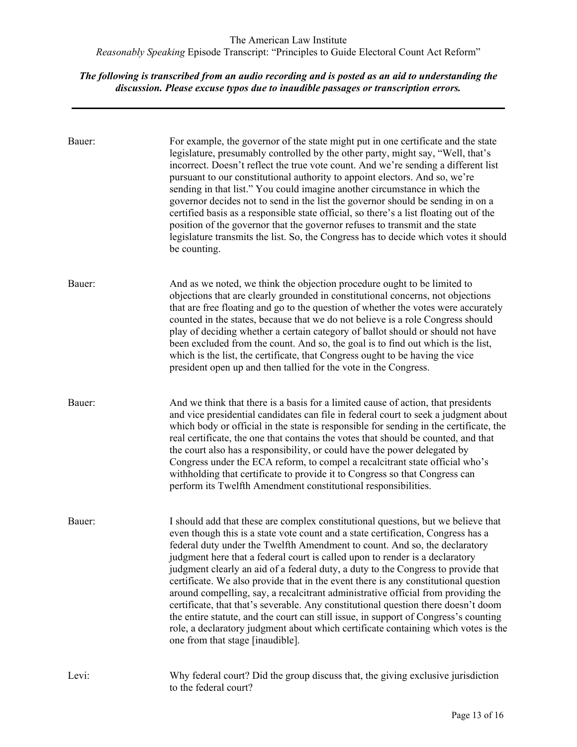Bauer: For example, the governor of the state might put in one certificate and the state legislature, presumably controlled by the other party, might say, "Well, that's incorrect. Doesn't reflect the true vote count. And we're sending a different list pursuant to our constitutional authority to appoint electors. And so, we're sending in that list." You could imagine another circumstance in which the governor decides not to send in the list the governor should be sending in on a certified basis as a responsible state official, so there's a list floating out of the position of the governor that the governor refuses to transmit and the state legislature transmits the list. So, the Congress has to decide which votes it should be counting.

Bauer: And as we noted, we think the objection procedure ought to be limited to objections that are clearly grounded in constitutional concerns, not objections that are free floating and go to the question of whether the votes were accurately counted in the states, because that we do not believe is a role Congress should play of deciding whether a certain category of ballot should or should not have been excluded from the count. And so, the goal is to find out which is the list, which is the list, the certificate, that Congress ought to be having the vice president open up and then tallied for the vote in the Congress.

Bauer: And we think that there is a basis for a limited cause of action, that presidents and vice presidential candidates can file in federal court to seek a judgment about which body or official in the state is responsible for sending in the certificate, the real certificate, the one that contains the votes that should be counted, and that the court also has a responsibility, or could have the power delegated by Congress under the ECA reform, to compel a recalcitrant state official who's withholding that certificate to provide it to Congress so that Congress can perform its Twelfth Amendment constitutional responsibilities.

Bauer: I should add that these are complex constitutional questions, but we believe that even though this is a state vote count and a state certification, Congress has a federal duty under the Twelfth Amendment to count. And so, the declaratory judgment here that a federal court is called upon to render is a declaratory judgment clearly an aid of a federal duty, a duty to the Congress to provide that certificate. We also provide that in the event there is any constitutional question around compelling, say, a recalcitrant administrative official from providing the certificate, that that's severable. Any constitutional question there doesn't doom the entire statute, and the court can still issue, in support of Congress's counting role, a declaratory judgment about which certificate containing which votes is the one from that stage [inaudible].

Levi: Why federal court? Did the group discuss that, the giving exclusive jurisdiction to the federal court?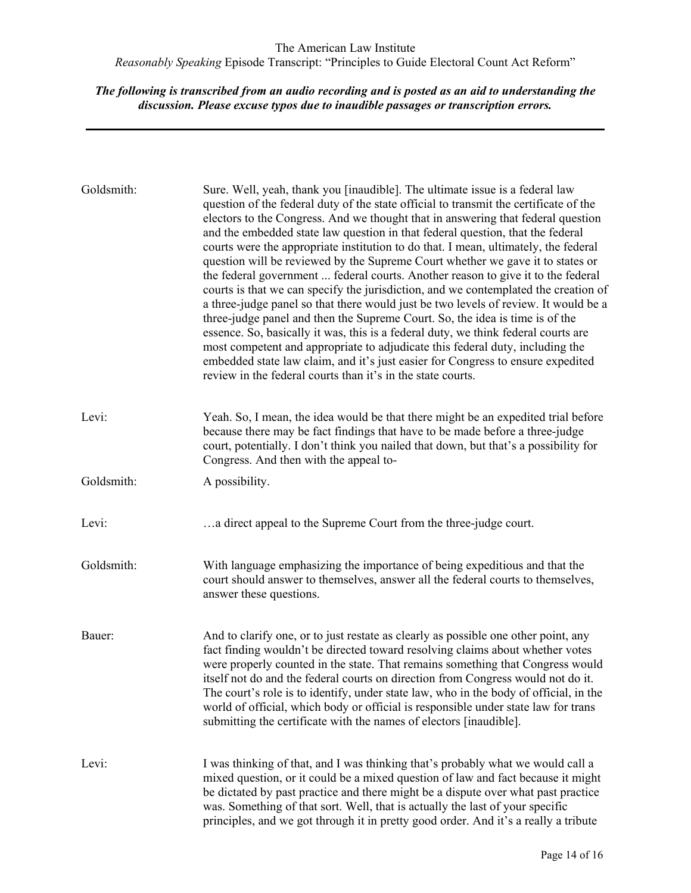**Goldsmith:** Sure. Well, yeah, thank you [inaudible]. The ultimate issue is a federal law question of the federal duty of the state official to transmit the certificate of the electors to the Congress. And we thought that in answering that federal question and the embedded state law question in that federal question, that the federal courts were the appropriate institution to do that. I mean, ultimately, the federal question will be reviewed by the Supreme Court whether we gave it to states or the federal government ... federal courts. Another reason to give it to the federal courts is that we can specify the jurisdiction, and we contemplated the creation of a three-judge panel so that there would just be two levels of review. It would be a three-judge panel and then the Supreme Court. So, the idea is time is of the essence. So, basically it was, this is a federal duty, we think federal courts are most competent and appropriate to adjudicate this federal duty, including the embedded state law claim, and it's just easier for Congress to ensure expedited review in the federal courts than it's in the state courts.

**Levi:** Yeah. So, I mean, the idea would be that there might be an expedited trial before because there may be fact findings that have to be made before a three-judge court, potentially. I don't think you nailed that down, but that's a possibility for Congress. And then with the appeal to-

**Goldsmith:** A possibility.

**Levi:** …a direct appeal to the Supreme Court from the three-judge court.

**Goldsmith:** With language emphasizing the importance of being expeditious and that the court should answer to themselves, answer all the federal courts to themselves, answer these questions.

**Bauer:** And to clarify one, or to just restate as clearly as possible one other point, any fact finding wouldn't be directed toward resolving claims about whether votes were properly counted in the state. That remains something that Congress would itself not do and the federal courts on direction from Congress would not do it. The court's role is to identify, under state law, who in the body of official, in the world of official, which body or official is responsible under state law for trans submitting the certificate with the names of electors [inaudible].

**Levi:** I was thinking of that, and I was thinking that's probably what we would call a mixed question, or it could be a mixed question of law and fact because it might be dictated by past practice and there might be a dispute over what past practice was. Something of that sort. Well, that is actually the last of your specific principles, and we got through it in pretty good order. And it's a really a tribute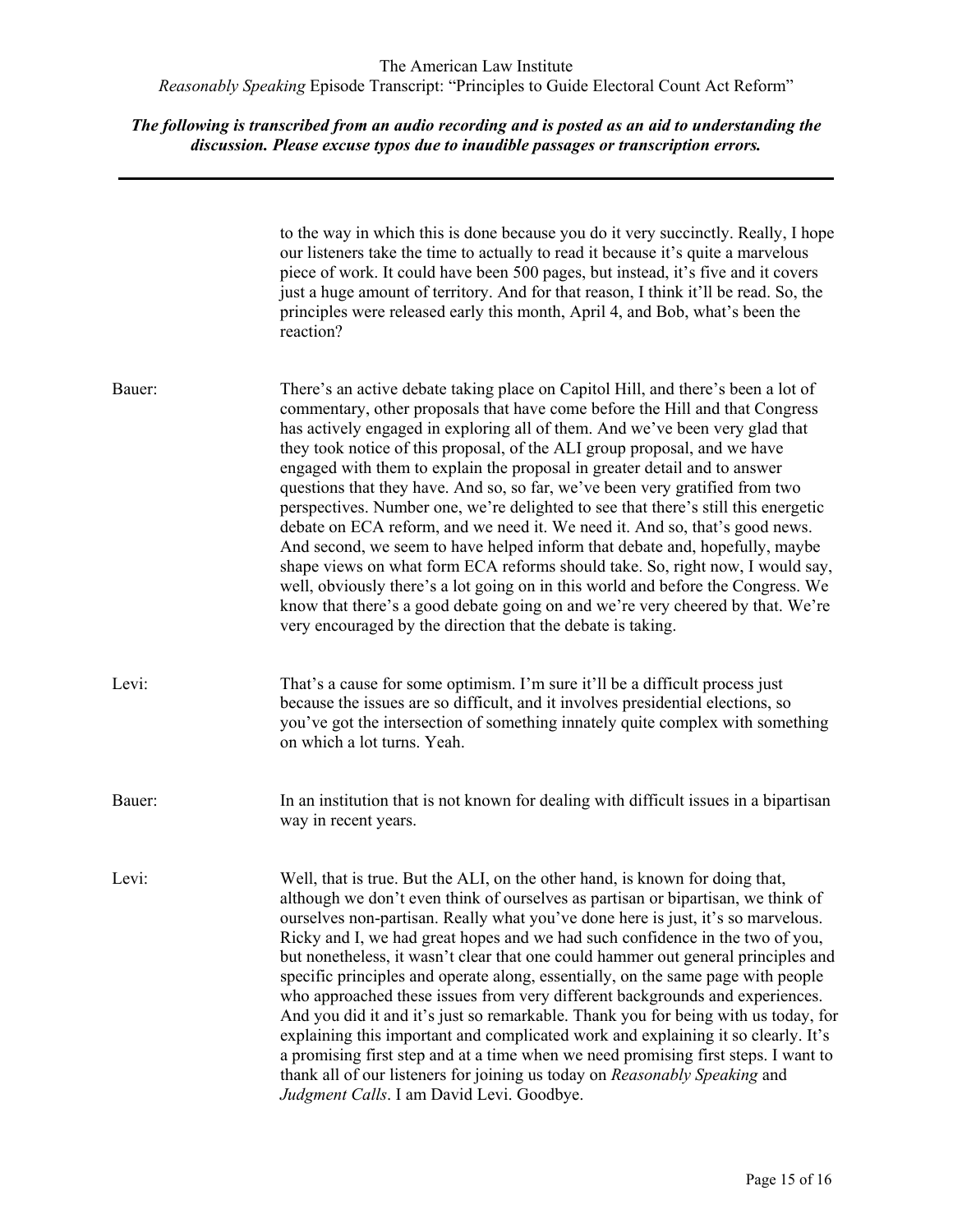to the way in which this is done because you do it very succinctly. Really, I hope our listeners take the time to actually to read it because it's quite a marvelous piece of work. It could have been 500 pages, but instead, it's five and it covers just a huge amount of territory. And for that reason, I think it'll be read. So, the principles were released early this month, April 4, and Bob, what's been the reaction?

Bauer: There's an active debate taking place on Capitol Hill, and there's been a lot of commentary, other proposals that have come before the Hill and that Congress has actively engaged in exploring all of them. And we've been very glad that they took notice of this proposal, of the ALI group proposal, and we have engaged with them to explain the proposal in greater detail and to answer questions that they have. And so, so far, we've been very gratified from two perspectives. Number one, we're delighted to see that there's still this energetic debate on ECA reform, and we need it. We need it. And so, that's good news. And second, we seem to have helped inform that debate and, hopefully, maybe shape views on what form ECA reforms should take. So, right now, I would say, well, obviously there's a lot going on in this world and before the Congress. We know that there's a good debate going on and we're very cheered by that. We're very encouraged by the direction that the debate is taking.

Levi: That's a cause for some optimism. I'm sure it'll be a difficult process just because the issues are so difficult, and it involves presidential elections, so you've got the intersection of something innately quite complex with something on which a lot turns. Yeah.

Bauer: In an institution that is not known for dealing with difficult issues in a bipartisan way in recent years.

Levi: Well, that is true. But the ALI, on the other hand, is known for doing that, although we don't even think of ourselves as partisan or bipartisan, we think of ourselves non-partisan. Really what you've done here is just, it's so marvelous. Ricky and I, we had great hopes and we had such confidence in the two of you, but nonetheless, it wasn't clear that one could hammer out general principles and specific principles and operate along, essentially, on the same page with people who approached these issues from very different backgrounds and experiences. And you did it and it's just so remarkable. Thank you for being with us today, for explaining this important and complicated work and explaining it so clearly. It's a promising first step and at a time when we need promising first steps. I want to thank all of our listeners for joining us today on *Reasonably Speaking* and *Judgment Calls*. I am David Levi. Goodbye.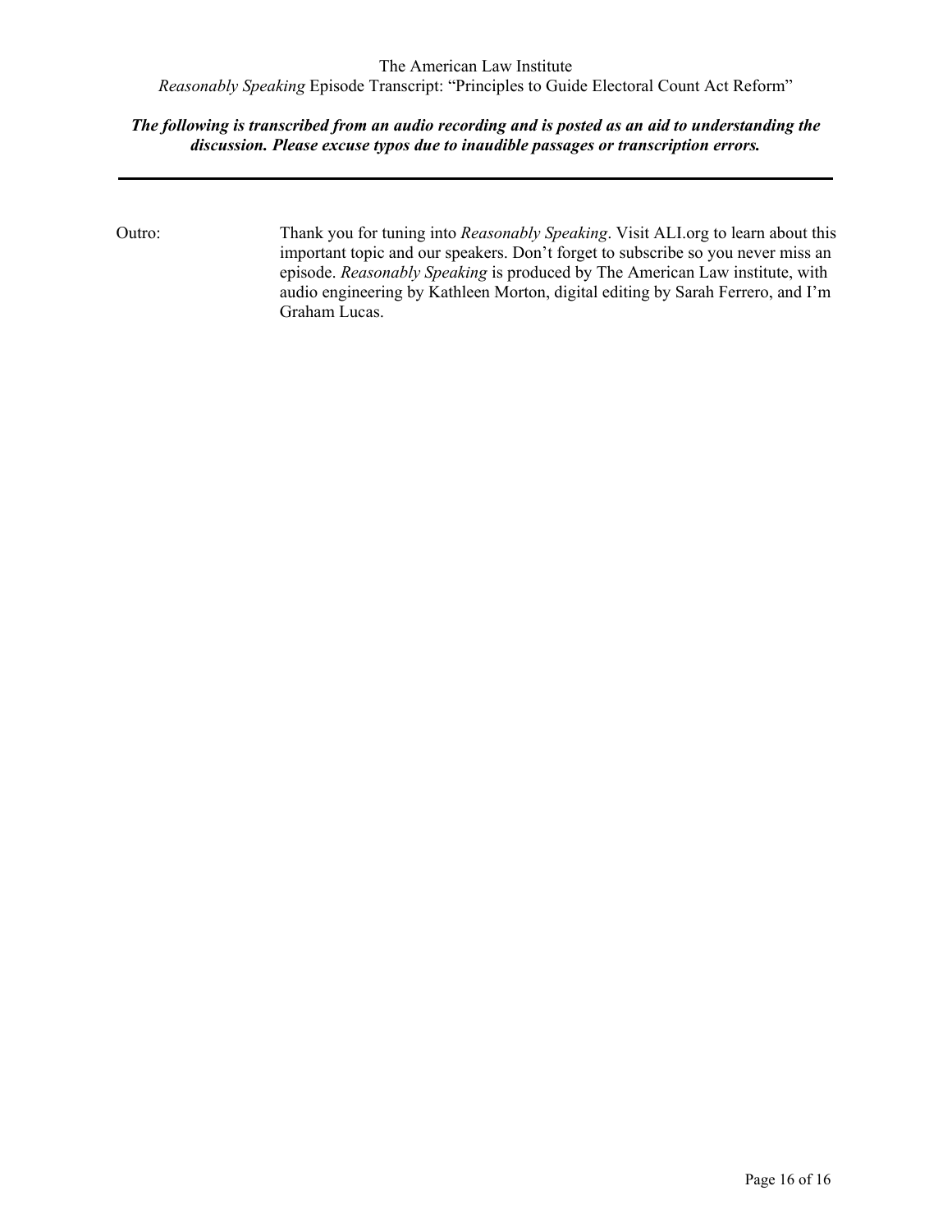The following is transcribed from an audio recording and is posted as an aid to understanding the discussion. Please excuse typos due to inaudible passages or transcription errors.

---

Outro: Thank you for tuning into *Reasonably Speaking*. Visit ALI.org to learn about this important topic and our speakers. Don't forget to subscribe so you never miss an episode. *Reasonably Speaking* is produced by The American Law institute, with audio engineering by Kathleen Morton, digital editing by Sarah Ferrero, and I'm Graham Lucas.